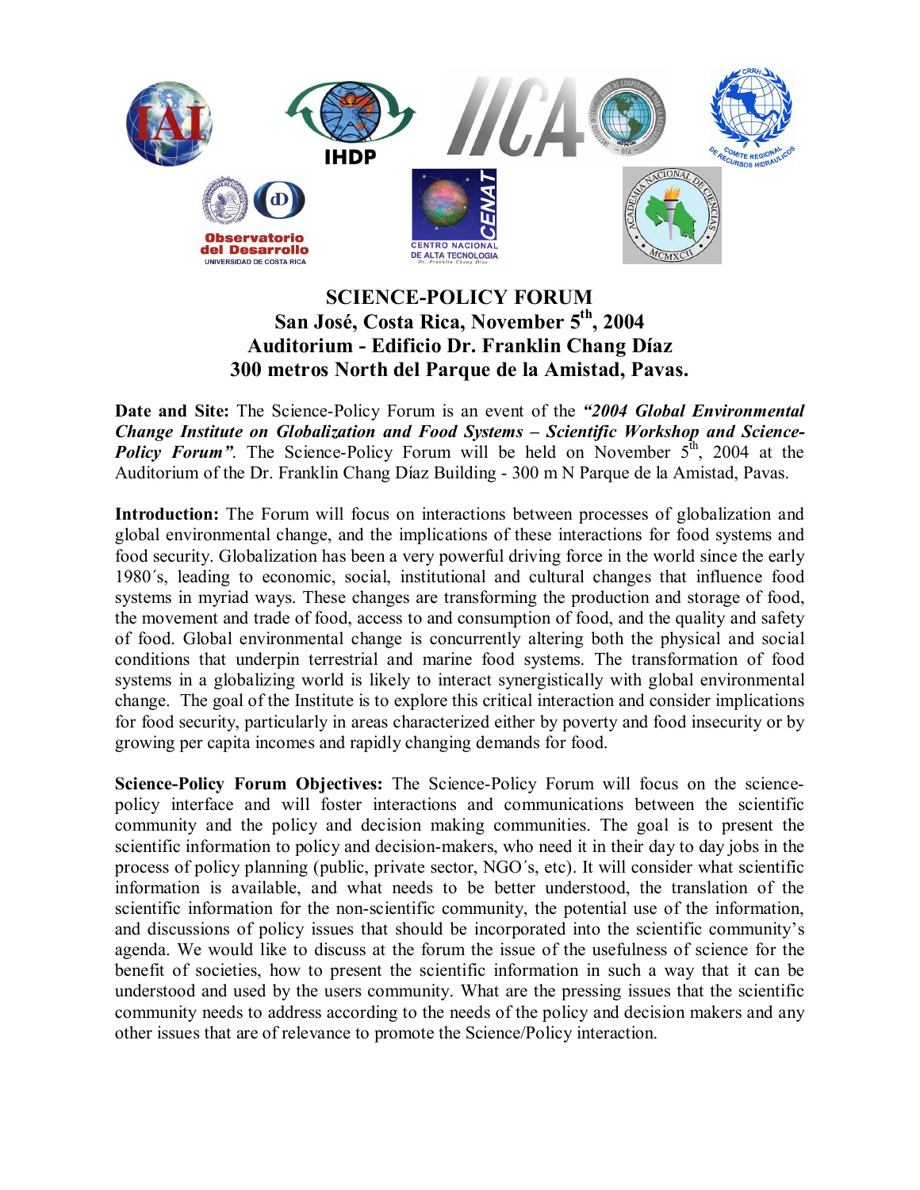# SCIENCE-POLICY FORUM

## San José, Costa Rica, November 5th, 2004

## Auditorium - Edificio Dr. Franklin Chang Díaz

## 300 metros North del Parque de la Amistad, Pavas.

**Date and Site:** The Science-Policy Forum is an event of the ***"2004 Global Environmental Change Institute on Globalization and Food Systems – Scientific Workshop and Science-Policy Forum"***. The Science-Policy Forum will be held on November 5th, 2004 at the Auditorium of the Dr. Franklin Chang Díaz Building - 300 m N Parque de la Amistad, Pavas.

**Introduction:** The Forum will focus on interactions between processes of globalization and global environmental change, and the implications of these interactions for food systems and food security. Globalization has been a very powerful driving force in the world since the early 1980´s, leading to economic, social, institutional and cultural changes that influence food systems in myriad ways. These changes are transforming the production and storage of food, the movement and trade of food, access to and consumption of food, and the quality and safety of food. Global environmental change is concurrently altering both the physical and social conditions that underpin terrestrial and marine food systems. The transformation of food systems in a globalizing world is likely to interact synergistically with global environmental change. The goal of the Institute is to explore this critical interaction and consider implications for food security, particularly in areas characterized either by poverty and food insecurity or by growing per capita incomes and rapidly changing demands for food.

**Science-Policy Forum Objectives:** The Science-Policy Forum will focus on the science-policy interface and will foster interactions and communications between the scientific community and the policy and decision making communities. The goal is to present the scientific information to policy and decision-makers, who need it in their day to day jobs in the process of policy planning (public, private sector, NGO´s, etc). It will consider what scientific information is available, and what needs to be better understood, the translation of the scientific information for the non-scientific community, the potential use of the information, and discussions of policy issues that should be incorporated into the scientific community's agenda. We would like to discuss at the forum the issue of the usefulness of science for the benefit of societies, how to present the scientific information in such a way that it can be understood and used by the users community. What are the pressing issues that the scientific community needs to address according to the needs of the policy and decision makers and any other issues that are of relevance to promote the Science/Policy interaction.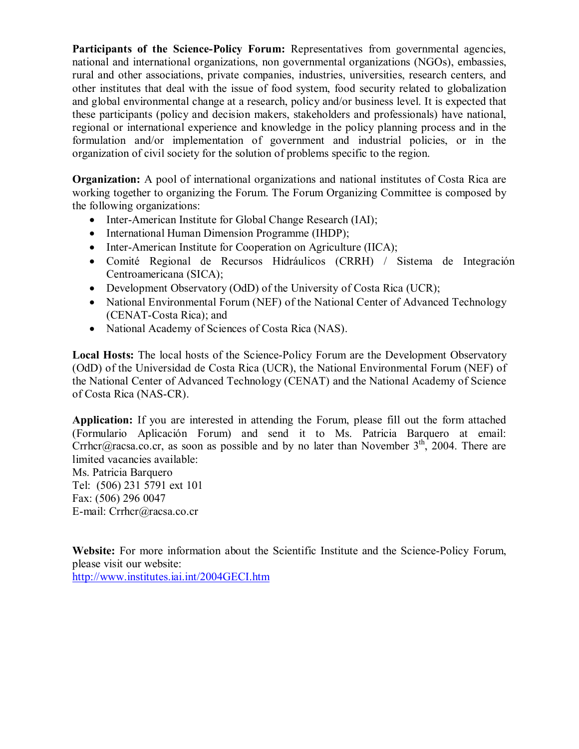**Participants of the Science-Policy Forum:** Representatives from governmental agencies, national and international organizations, non governmental organizations (NGOs), embassies, rural and other associations, private companies, industries, universities, research centers, and other institutes that deal with the issue of food system, food security related to globalization and global environmental change at a research, policy and/or business level. It is expected that these participants (policy and decision makers, stakeholders and professionals) have national, regional or international experience and knowledge in the policy planning process and in the formulation and/or implementation of government and industrial policies, or in the organization of civil society for the solution of problems specific to the region.

**Organization:** A pool of international organizations and national institutes of Costa Rica are working together to organizing the Forum. The Forum Organizing Committee is composed by the following organizations:

- Inter-American Institute for Global Change Research (IAI);
- International Human Dimension Programme (IHDP);
- Inter-American Institute for Cooperation on Agriculture (IICA);
- Comité Regional de Recursos Hidráulicos (CRRH) / Sistema de Integración Centroamericana (SICA);
- Development Observatory (OdD) of the University of Costa Rica (UCR);
- National Environmental Forum (NEF) of the National Center of Advanced Technology (CENAT-Costa Rica); and
- National Academy of Sciences of Costa Rica (NAS).

**Local Hosts:** The local hosts of the Science-Policy Forum are the Development Observatory (OdD) of the Universidad de Costa Rica (UCR), the National Environmental Forum (NEF) of the National Center of Advanced Technology (CENAT) and the National Academy of Science of Costa Rica (NAS-CR).

**Application:** If you are interested in attending the Forum, please fill out the form attached (Formulario Aplicación Forum) and send it to Ms. Patricia Barquero at email: Crrhcr@racsa.co.cr, as soon as possible and by no later than November 3rd, 2004. There are limited vacancies available:
Ms. Patricia Barquero
Tel: (506) 231 5791 ext 101
Fax: (506) 296 0047
E-mail: Crrhcr@racsa.co.cr

**Website:** For more information about the Scientific Institute and the Science-Policy Forum, please visit our website:
http://www.institutes.iai.int/2004GECI.htm